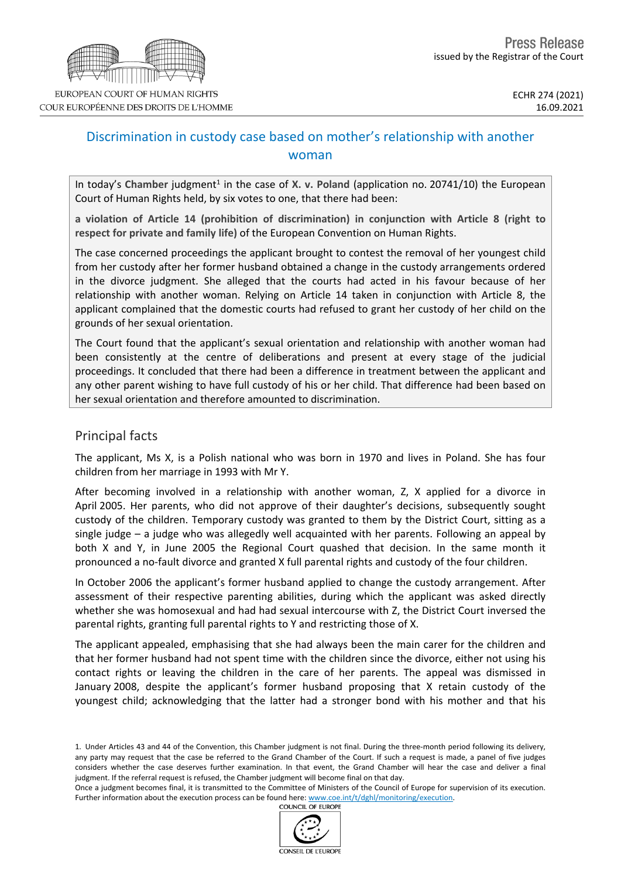Press Release
issued by the Registrar of the Court

ECHR 274 (2021)
16.09.2021

# Discrimination in custody case based on mother's relationship with another woman

In today's **Chamber** judgment[1] in the case of **X. v. Poland** (application no. 20741/10) the European Court of Human Rights held, by six votes to one, that there had been:

**a violation of Article 14 (prohibition of discrimination) in conjunction with Article 8 (right to respect for private and family life)** of the European Convention on Human Rights.

The case concerned proceedings the applicant brought to contest the removal of her youngest child from her custody after her former husband obtained a change in the custody arrangements ordered in the divorce judgment. She alleged that the courts had acted in his favour because of her relationship with another woman. Relying on Article 14 taken in conjunction with Article 8, the applicant complained that the domestic courts had refused to grant her custody of her child on the grounds of her sexual orientation.

The Court found that the applicant's sexual orientation and relationship with another woman had been consistently at the centre of deliberations and present at every stage of the judicial proceedings. It concluded that there had been a difference in treatment between the applicant and any other parent wishing to have full custody of his or her child. That difference had been based on her sexual orientation and therefore amounted to discrimination.

## Principal facts

The applicant, Ms X, is a Polish national who was born in 1970 and lives in Poland. She has four children from her marriage in 1993 with Mr Y.

After becoming involved in a relationship with another woman, Z, X applied for a divorce in April 2005. Her parents, who did not approve of their daughter's decisions, subsequently sought custody of the children. Temporary custody was granted to them by the District Court, sitting as a single judge – a judge who was allegedly well acquainted with her parents. Following an appeal by both X and Y, in June 2005 the Regional Court quashed that decision. In the same month it pronounced a no-fault divorce and granted X full parental rights and custody of the four children.

In October 2006 the applicant's former husband applied to change the custody arrangement. After assessment of their respective parenting abilities, during which the applicant was asked directly whether she was homosexual and had had sexual intercourse with Z, the District Court inversed the parental rights, granting full parental rights to Y and restricting those of X.

The applicant appealed, emphasising that she had always been the main carer for the children and that her former husband had not spent time with the children since the divorce, either not using his contact rights or leaving the children in the care of her parents. The appeal was dismissed in January 2008, despite the applicant's former husband proposing that X retain custody of the youngest child; acknowledging that the latter had a stronger bond with his mother and that his

1. Under Articles 43 and 44 of the Convention, this Chamber judgment is not final. During the three-month period following its delivery, any party may request that the case be referred to the Grand Chamber of the Court. If such a request is made, a panel of five judges considers whether the case deserves further examination. In that event, the Grand Chamber will hear the case and deliver a final judgment. If the referral request is refused, the Chamber judgment will become final on that day.
Once a judgment becomes final, it is transmitted to the Committee of Ministers of the Council of Europe for supervision of its execution. Further information about the execution process can be found here: www.coe.int/t/dghl/monitoring/execution.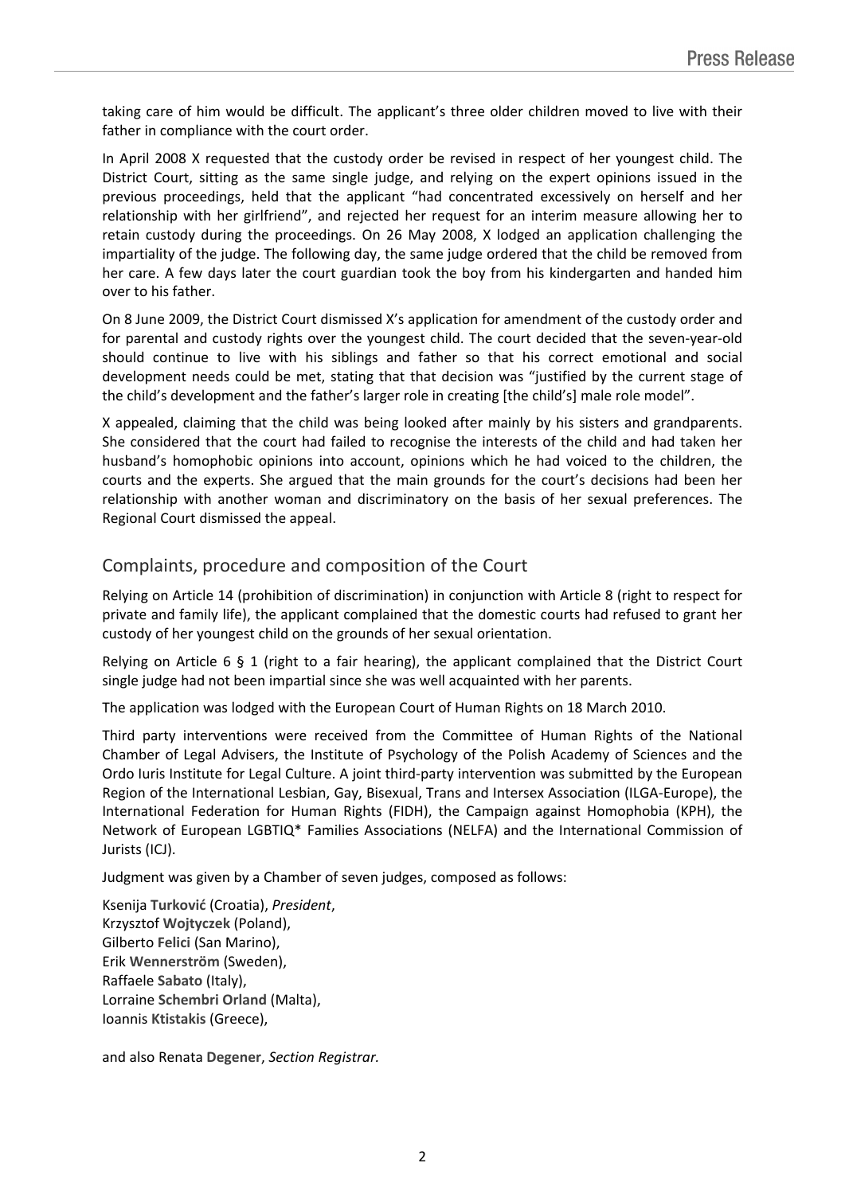taking care of him would be difficult. The applicant's three older children moved to live with their father in compliance with the court order.

In April 2008 X requested that the custody order be revised in respect of her youngest child. The District Court, sitting as the same single judge, and relying on the expert opinions issued in the previous proceedings, held that the applicant "had concentrated excessively on herself and her relationship with her girlfriend", and rejected her request for an interim measure allowing her to retain custody during the proceedings. On 26 May 2008, X lodged an application challenging the impartiality of the judge. The following day, the same judge ordered that the child be removed from her care. A few days later the court guardian took the boy from his kindergarten and handed him over to his father.

On 8 June 2009, the District Court dismissed X's application for amendment of the custody order and for parental and custody rights over the youngest child. The court decided that the seven-year-old should continue to live with his siblings and father so that his correct emotional and social development needs could be met, stating that that decision was "justified by the current stage of the child's development and the father's larger role in creating [the child's] male role model".

X appealed, claiming that the child was being looked after mainly by his sisters and grandparents. She considered that the court had failed to recognise the interests of the child and had taken her husband's homophobic opinions into account, opinions which he had voiced to the children, the courts and the experts. She argued that the main grounds for the court's decisions had been her relationship with another woman and discriminatory on the basis of her sexual preferences. The Regional Court dismissed the appeal.

## Complaints, procedure and composition of the Court

Relying on Article 14 (prohibition of discrimination) in conjunction with Article 8 (right to respect for private and family life), the applicant complained that the domestic courts had refused to grant her custody of her youngest child on the grounds of her sexual orientation.

Relying on Article 6 § 1 (right to a fair hearing), the applicant complained that the District Court single judge had not been impartial since she was well acquainted with her parents.

The application was lodged with the European Court of Human Rights on 18 March 2010.

Third party interventions were received from the Committee of Human Rights of the National Chamber of Legal Advisers, the Institute of Psychology of the Polish Academy of Sciences and the Ordo Iuris Institute for Legal Culture. A joint third-party intervention was submitted by the European Region of the International Lesbian, Gay, Bisexual, Trans and Intersex Association (ILGA-Europe), the International Federation for Human Rights (FIDH), the Campaign against Homophobia (KPH), the Network of European LGBTIQ* Families Associations (NELFA) and the International Commission of Jurists (ICJ).

Judgment was given by a Chamber of seven judges, composed as follows:

Ksenija **Turković** (Croatia), *President*,
Krzysztof **Wojtyczek** (Poland),
Gilberto **Felici** (San Marino),
Erik **Wennerström** (Sweden),
Raffaele **Sabato** (Italy),
Lorraine **Schembri Orland** (Malta),
Ioannis **Ktistakis** (Greece),

and also Renata **Degener**, *Section Registrar.*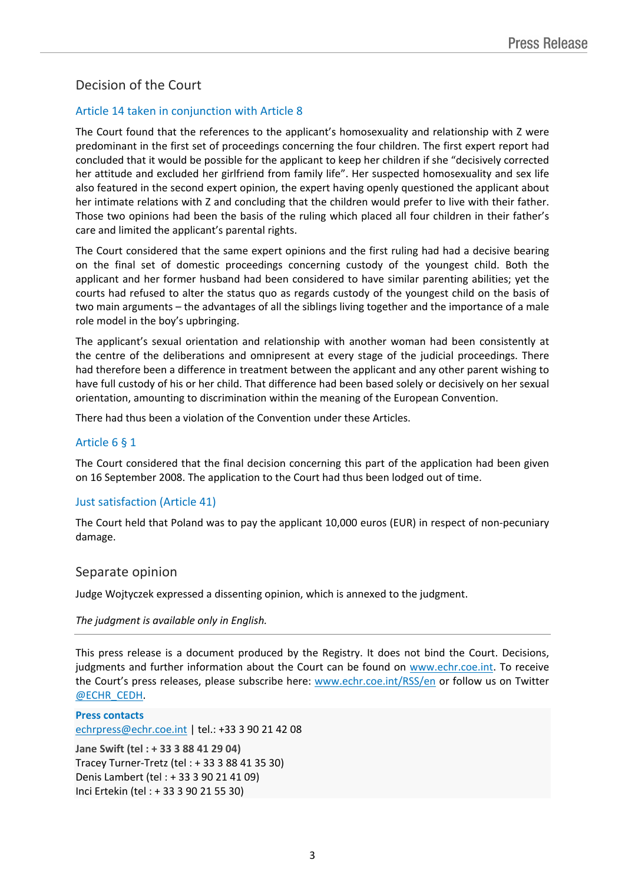## Decision of the Court

### Article 14 taken in conjunction with Article 8

The Court found that the references to the applicant's homosexuality and relationship with Z were predominant in the first set of proceedings concerning the four children. The first expert report had concluded that it would be possible for the applicant to keep her children if she "decisively corrected her attitude and excluded her girlfriend from family life". Her suspected homosexuality and sex life also featured in the second expert opinion, the expert having openly questioned the applicant about her intimate relations with Z and concluding that the children would prefer to live with their father. Those two opinions had been the basis of the ruling which placed all four children in their father's care and limited the applicant's parental rights.

The Court considered that the same expert opinions and the first ruling had had a decisive bearing on the final set of domestic proceedings concerning custody of the youngest child. Both the applicant and her former husband had been considered to have similar parenting abilities; yet the courts had refused to alter the status quo as regards custody of the youngest child on the basis of two main arguments – the advantages of all the siblings living together and the importance of a male role model in the boy's upbringing.

The applicant's sexual orientation and relationship with another woman had been consistently at the centre of the deliberations and omnipresent at every stage of the judicial proceedings. There had therefore been a difference in treatment between the applicant and any other parent wishing to have full custody of his or her child. That difference had been based solely or decisively on her sexual orientation, amounting to discrimination within the meaning of the European Convention.

There had thus been a violation of the Convention under these Articles.

### Article 6 § 1

The Court considered that the final decision concerning this part of the application had been given on 16 September 2008. The application to the Court had thus been lodged out of time.

### Just satisfaction (Article 41)

The Court held that Poland was to pay the applicant 10,000 euros (EUR) in respect of non-pecuniary damage.

## Separate opinion

Judge Wojtyczek expressed a dissenting opinion, which is annexed to the judgment.

*The judgment is available only in English.*

---

This press release is a document produced by the Registry. It does not bind the Court. Decisions, judgments and further information about the Court can be found on www.echr.coe.int. To receive the Court's press releases, please subscribe here: www.echr.coe.int/RSS/en or follow us on Twitter @ECHR_CEDH.

**Press contacts**
echrpress@echr.coe.int | tel.: +33 3 90 21 42 08

**Jane Swift (tel : + 33 3 88 41 29 04)**
Tracey Turner-Tretz (tel : + 33 3 88 41 35 30)
Denis Lambert (tel : + 33 3 90 21 41 09)
Inci Ertekin (tel : + 33 3 90 21 55 30)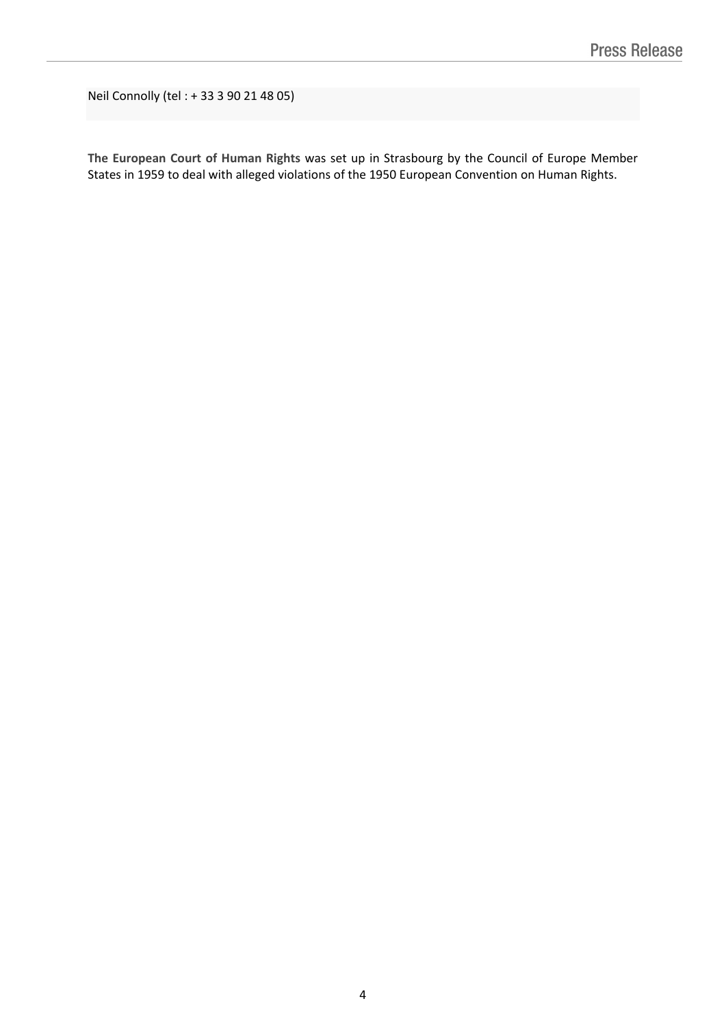Neil Connolly (tel : + 33 3 90 21 48 05)

**The European Court of Human Rights** was set up in Strasbourg by the Council of Europe Member States in 1959 to deal with alleged violations of the 1950 European Convention on Human Rights.